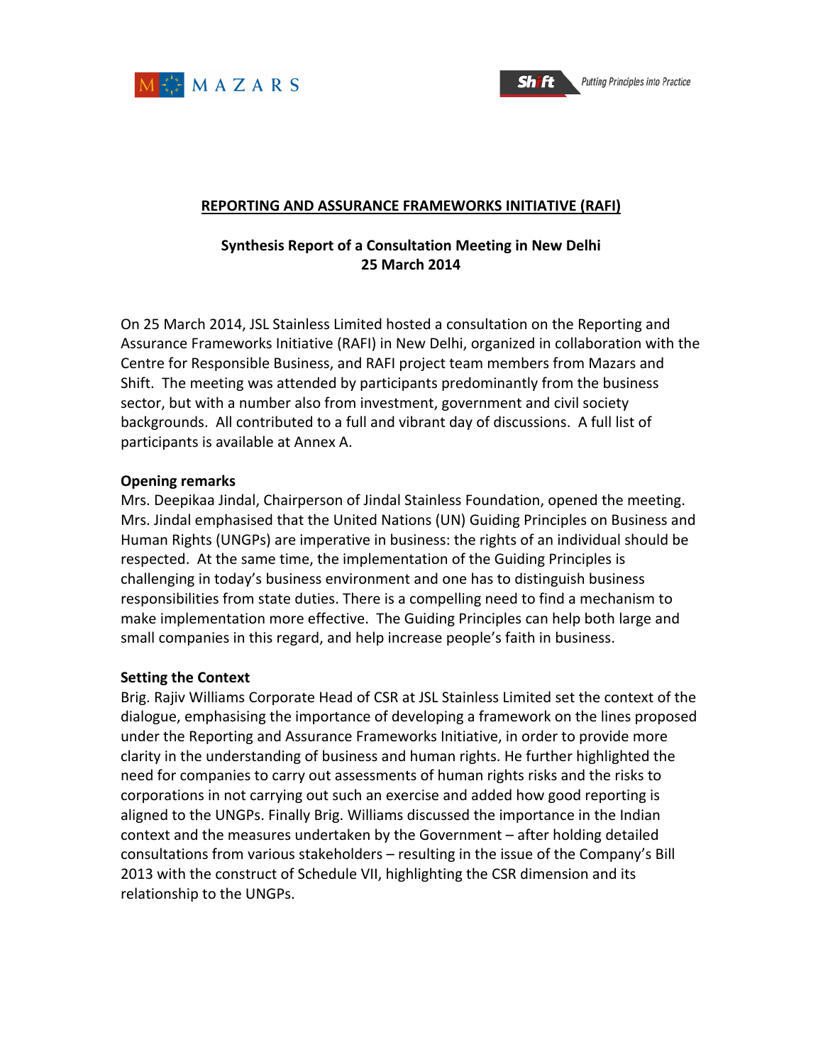## REPORTING AND ASSURANCE FRAMEWORKS INITIATIVE (RAFI)

### Synthesis Report of a Consultation Meeting in New Delhi
### 25 March 2014

On 25 March 2014, JSL Stainless Limited hosted a consultation on the Reporting and Assurance Frameworks Initiative (RAFI) in New Delhi, organized in collaboration with the Centre for Responsible Business, and RAFI project team members from Mazars and Shift. The meeting was attended by participants predominantly from the business sector, but with a number also from investment, government and civil society backgrounds. All contributed to a full and vibrant day of discussions. A full list of participants is available at Annex A.

**Opening remarks**

Mrs. Deepikaa Jindal, Chairperson of Jindal Stainless Foundation, opened the meeting. Mrs. Jindal emphasised that the United Nations (UN) Guiding Principles on Business and Human Rights (UNGPs) are imperative in business: the rights of an individual should be respected. At the same time, the implementation of the Guiding Principles is challenging in today's business environment and one has to distinguish business responsibilities from state duties. There is a compelling need to find a mechanism to make implementation more effective. The Guiding Principles can help both large and small companies in this regard, and help increase people's faith in business.

**Setting the Context**

Brig. Rajiv Williams Corporate Head of CSR at JSL Stainless Limited set the context of the dialogue, emphasising the importance of developing a framework on the lines proposed under the Reporting and Assurance Frameworks Initiative, in order to provide more clarity in the understanding of business and human rights. He further highlighted the need for companies to carry out assessments of human rights risks and the risks to corporations in not carrying out such an exercise and added how good reporting is aligned to the UNGPs. Finally Brig. Williams discussed the importance in the Indian context and the measures undertaken by the Government – after holding detailed consultations from various stakeholders – resulting in the issue of the Company's Bill 2013 with the construct of Schedule VII, highlighting the CSR dimension and its relationship to the UNGPs.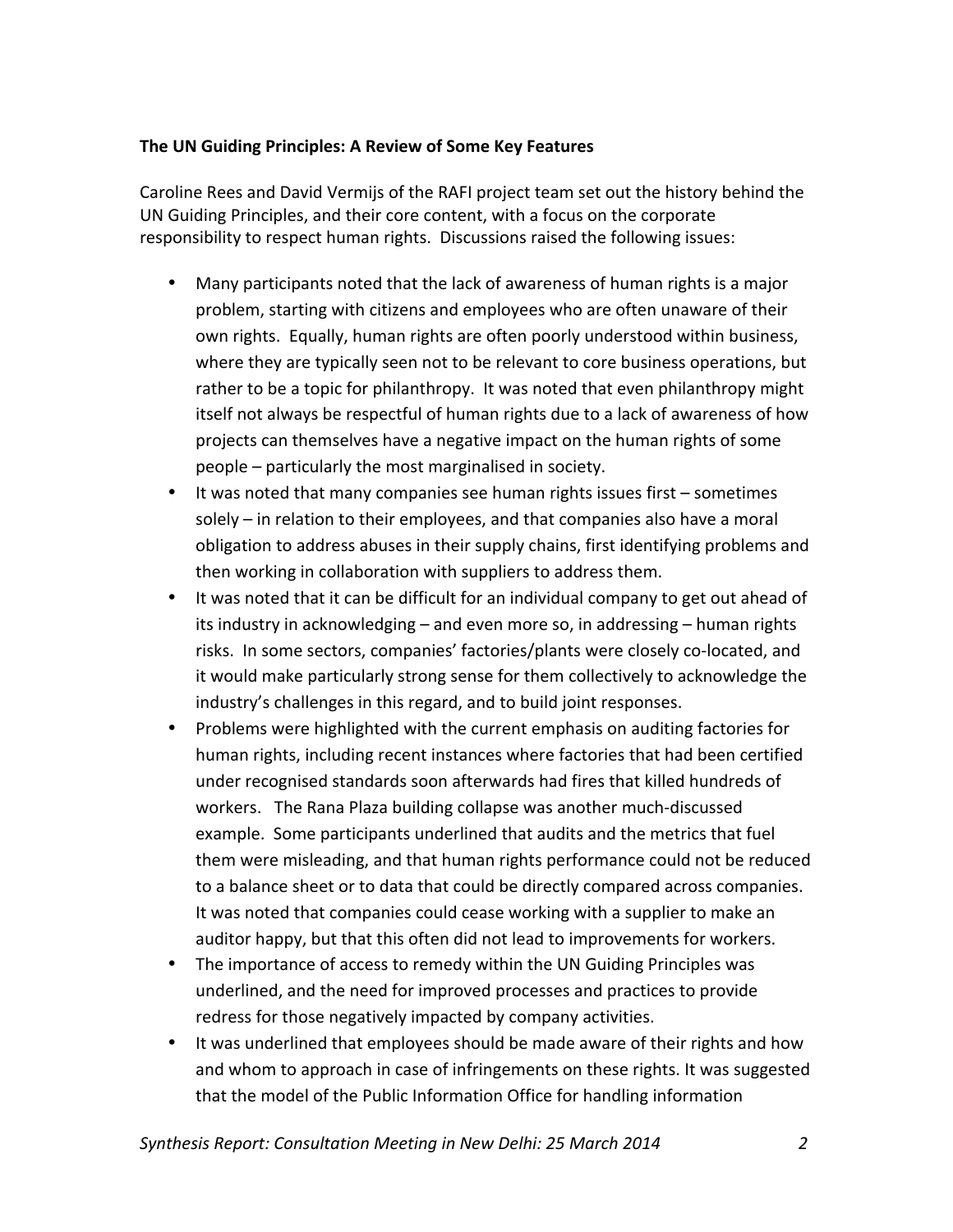**The UN Guiding Principles: A Review of Some Key Features**

Caroline Rees and David Vermijs of the RAFI project team set out the history behind the UN Guiding Principles, and their core content, with a focus on the corporate responsibility to respect human rights. Discussions raised the following issues:

- Many participants noted that the lack of awareness of human rights is a major problem, starting with citizens and employees who are often unaware of their own rights. Equally, human rights are often poorly understood within business, where they are typically seen not to be relevant to core business operations, but rather to be a topic for philanthropy. It was noted that even philanthropy might itself not always be respectful of human rights due to a lack of awareness of how projects can themselves have a negative impact on the human rights of some people – particularly the most marginalised in society.
- It was noted that many companies see human rights issues first – sometimes solely – in relation to their employees, and that companies also have a moral obligation to address abuses in their supply chains, first identifying problems and then working in collaboration with suppliers to address them.
- It was noted that it can be difficult for an individual company to get out ahead of its industry in acknowledging – and even more so, in addressing – human rights risks. In some sectors, companies' factories/plants were closely co-located, and it would make particularly strong sense for them collectively to acknowledge the industry's challenges in this regard, and to build joint responses.
- Problems were highlighted with the current emphasis on auditing factories for human rights, including recent instances where factories that had been certified under recognised standards soon afterwards had fires that killed hundreds of workers. The Rana Plaza building collapse was another much-discussed example. Some participants underlined that audits and the metrics that fuel them were misleading, and that human rights performance could not be reduced to a balance sheet or to data that could be directly compared across companies. It was noted that companies could cease working with a supplier to make an auditor happy, but that this often did not lead to improvements for workers.
- The importance of access to remedy within the UN Guiding Principles was underlined, and the need for improved processes and practices to provide redress for those negatively impacted by company activities.
- It was underlined that employees should be made aware of their rights and how and whom to approach in case of infringements on these rights. It was suggested that the model of the Public Information Office for handling information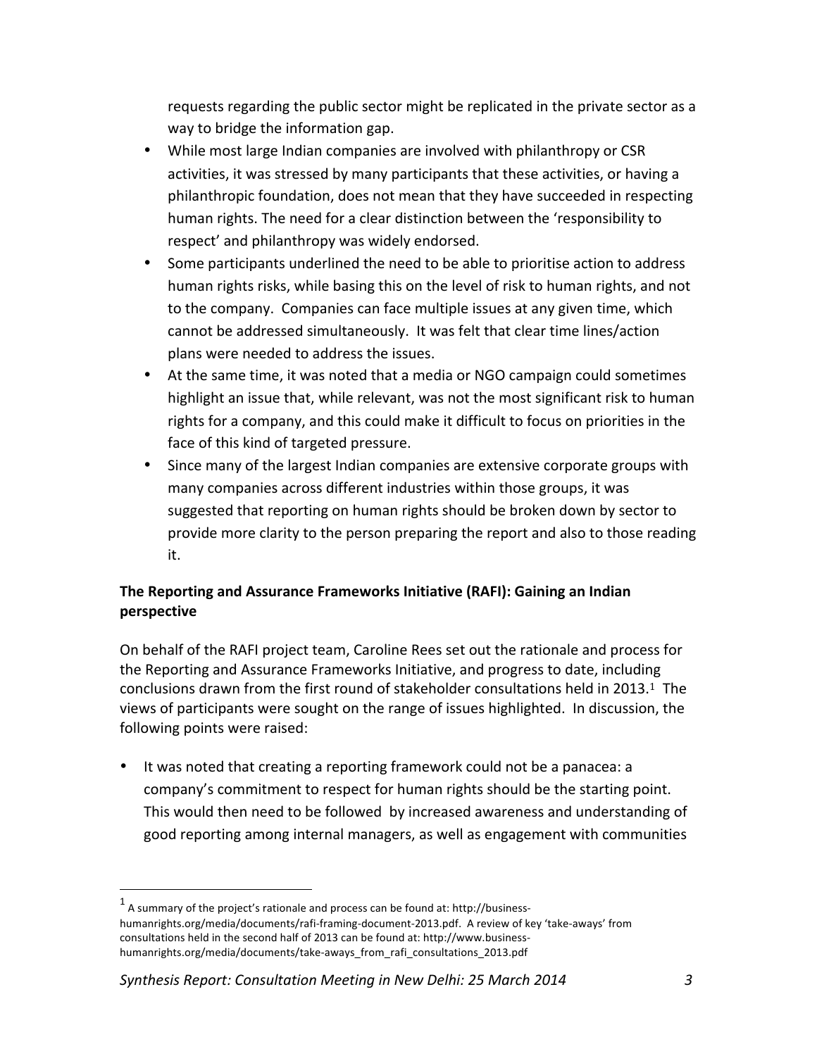requests regarding the public sector might be replicated in the private sector as a way to bridge the information gap.

- While most large Indian companies are involved with philanthropy or CSR activities, it was stressed by many participants that these activities, or having a philanthropic foundation, does not mean that they have succeeded in respecting human rights. The need for a clear distinction between the 'responsibility to respect' and philanthropy was widely endorsed.
- Some participants underlined the need to be able to prioritise action to address human rights risks, while basing this on the level of risk to human rights, and not to the company. Companies can face multiple issues at any given time, which cannot be addressed simultaneously. It was felt that clear time lines/action plans were needed to address the issues.
- At the same time, it was noted that a media or NGO campaign could sometimes highlight an issue that, while relevant, was not the most significant risk to human rights for a company, and this could make it difficult to focus on priorities in the face of this kind of targeted pressure.
- Since many of the largest Indian companies are extensive corporate groups with many companies across different industries within those groups, it was suggested that reporting on human rights should be broken down by sector to provide more clarity to the person preparing the report and also to those reading it.

**The Reporting and Assurance Frameworks Initiative (RAFI): Gaining an Indian perspective**

On behalf of the RAFI project team, Caroline Rees set out the rationale and process for the Reporting and Assurance Frameworks Initiative, and progress to date, including conclusions drawn from the first round of stakeholder consultations held in 2013.[1] The views of participants were sought on the range of issues highlighted. In discussion, the following points were raised:

- It was noted that creating a reporting framework could not be a panacea: a company's commitment to respect for human rights should be the starting point. This would then need to be followed by increased awareness and understanding of good reporting among internal managers, as well as engagement with communities

[1] A summary of the project's rationale and process can be found at: http://business-humanrights.org/media/documents/rafi-framing-document-2013.pdf. A review of key 'take-aways' from consultations held in the second half of 2013 can be found at: http://www.business-humanrights.org/media/documents/take-aways_from_rafi_consultations_2013.pdf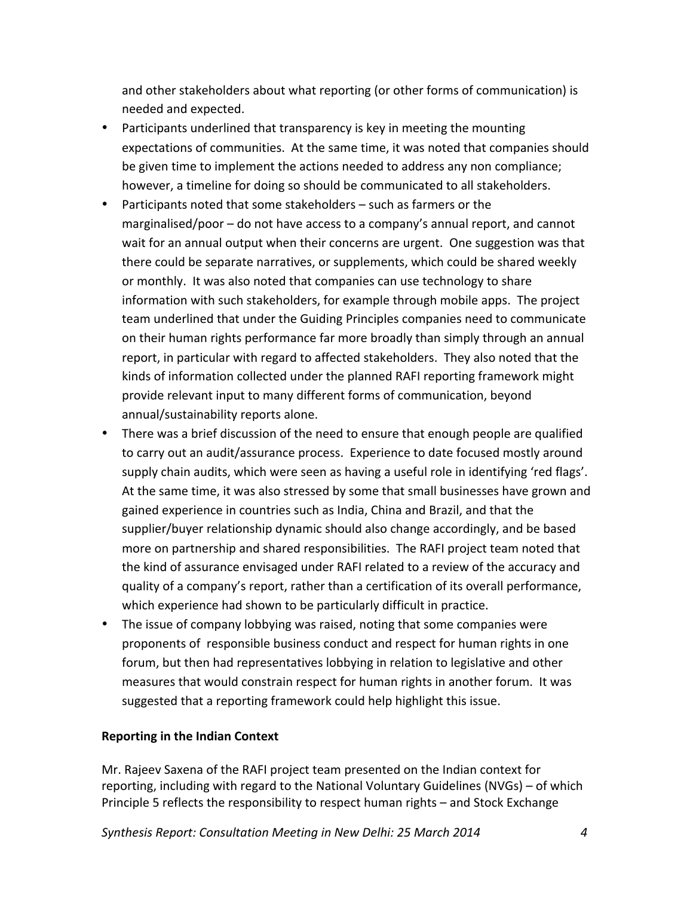and other stakeholders about what reporting (or other forms of communication) is needed and expected.

- Participants underlined that transparency is key in meeting the mounting expectations of communities. At the same time, it was noted that companies should be given time to implement the actions needed to address any non compliance; however, a timeline for doing so should be communicated to all stakeholders.
- Participants noted that some stakeholders – such as farmers or the marginalised/poor – do not have access to a company's annual report, and cannot wait for an annual output when their concerns are urgent. One suggestion was that there could be separate narratives, or supplements, which could be shared weekly or monthly. It was also noted that companies can use technology to share information with such stakeholders, for example through mobile apps. The project team underlined that under the Guiding Principles companies need to communicate on their human rights performance far more broadly than simply through an annual report, in particular with regard to affected stakeholders. They also noted that the kinds of information collected under the planned RAFI reporting framework might provide relevant input to many different forms of communication, beyond annual/sustainability reports alone.
- There was a brief discussion of the need to ensure that enough people are qualified to carry out an audit/assurance process. Experience to date focused mostly around supply chain audits, which were seen as having a useful role in identifying 'red flags'. At the same time, it was also stressed by some that small businesses have grown and gained experience in countries such as India, China and Brazil, and that the supplier/buyer relationship dynamic should also change accordingly, and be based more on partnership and shared responsibilities. The RAFI project team noted that the kind of assurance envisaged under RAFI related to a review of the accuracy and quality of a company's report, rather than a certification of its overall performance, which experience had shown to be particularly difficult in practice.
- The issue of company lobbying was raised, noting that some companies were proponents of responsible business conduct and respect for human rights in one forum, but then had representatives lobbying in relation to legislative and other measures that would constrain respect for human rights in another forum. It was suggested that a reporting framework could help highlight this issue.

**Reporting in the Indian Context**

Mr. Rajeev Saxena of the RAFI project team presented on the Indian context for reporting, including with regard to the National Voluntary Guidelines (NVGs) – of which Principle 5 reflects the responsibility to respect human rights – and Stock Exchange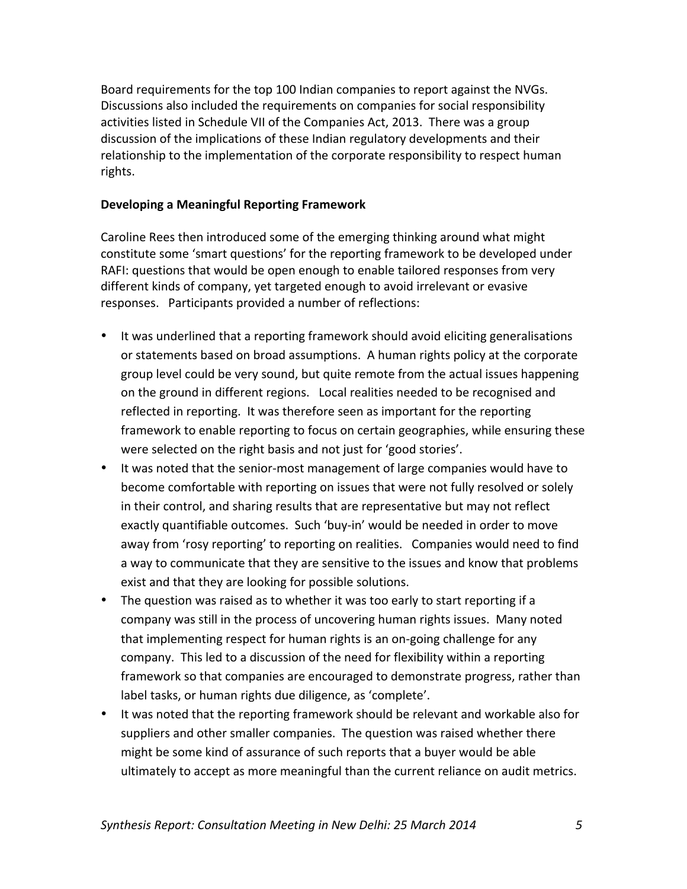Board requirements for the top 100 Indian companies to report against the NVGs. Discussions also included the requirements on companies for social responsibility activities listed in Schedule VII of the Companies Act, 2013. There was a group discussion of the implications of these Indian regulatory developments and their relationship to the implementation of the corporate responsibility to respect human rights.

**Developing a Meaningful Reporting Framework**

Caroline Rees then introduced some of the emerging thinking around what might constitute some 'smart questions' for the reporting framework to be developed under RAFI: questions that would be open enough to enable tailored responses from very different kinds of company, yet targeted enough to avoid irrelevant or evasive responses. Participants provided a number of reflections:

- It was underlined that a reporting framework should avoid eliciting generalisations or statements based on broad assumptions. A human rights policy at the corporate group level could be very sound, but quite remote from the actual issues happening on the ground in different regions. Local realities needed to be recognised and reflected in reporting. It was therefore seen as important for the reporting framework to enable reporting to focus on certain geographies, while ensuring these were selected on the right basis and not just for 'good stories'.
- It was noted that the senior-most management of large companies would have to become comfortable with reporting on issues that were not fully resolved or solely in their control, and sharing results that are representative but may not reflect exactly quantifiable outcomes. Such 'buy-in' would be needed in order to move away from 'rosy reporting' to reporting on realities. Companies would need to find a way to communicate that they are sensitive to the issues and know that problems exist and that they are looking for possible solutions.
- The question was raised as to whether it was too early to start reporting if a company was still in the process of uncovering human rights issues. Many noted that implementing respect for human rights is an on-going challenge for any company. This led to a discussion of the need for flexibility within a reporting framework so that companies are encouraged to demonstrate progress, rather than label tasks, or human rights due diligence, as 'complete'.
- It was noted that the reporting framework should be relevant and workable also for suppliers and other smaller companies. The question was raised whether there might be some kind of assurance of such reports that a buyer would be able ultimately to accept as more meaningful than the current reliance on audit metrics.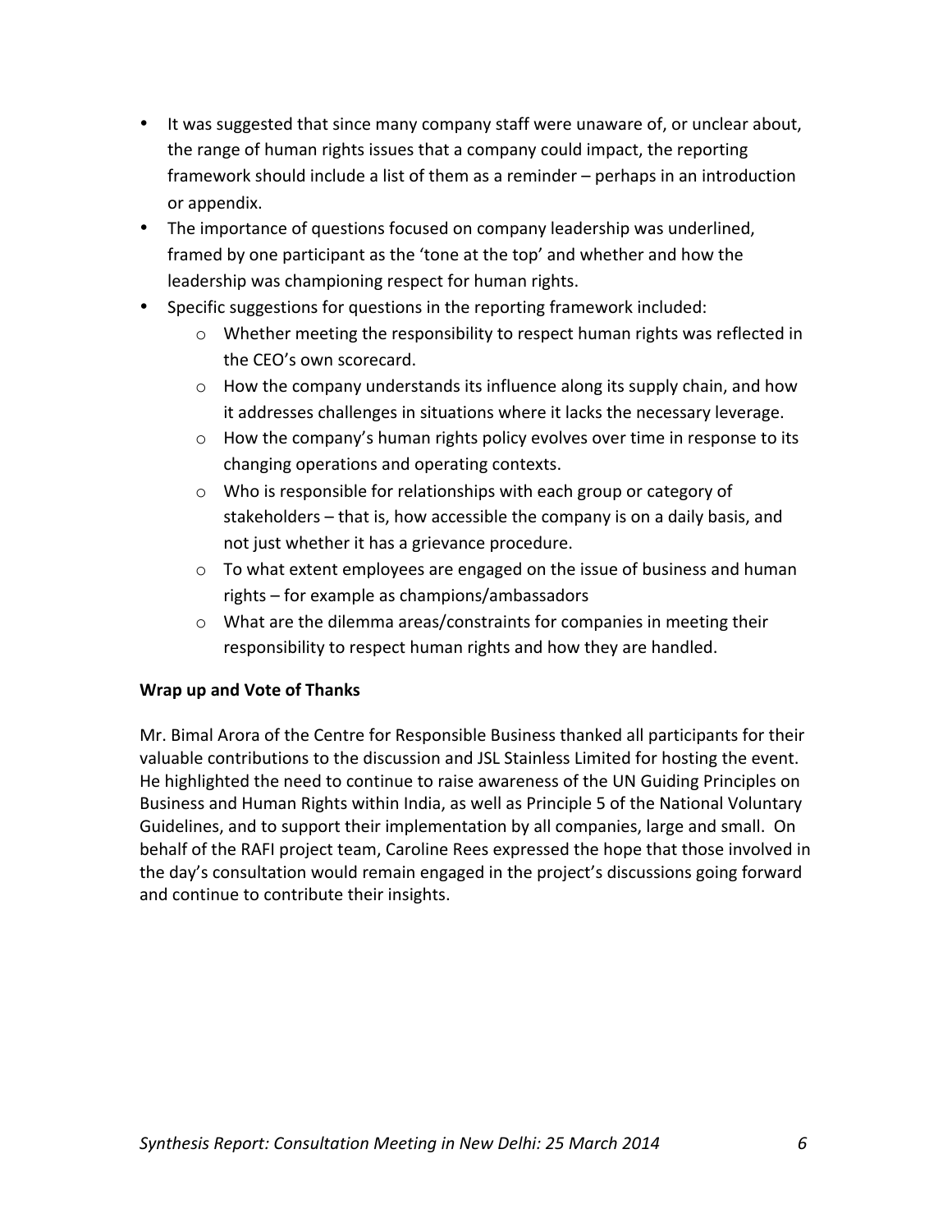- It was suggested that since many company staff were unaware of, or unclear about, the range of human rights issues that a company could impact, the reporting framework should include a list of them as a reminder – perhaps in an introduction or appendix.
- The importance of questions focused on company leadership was underlined, framed by one participant as the 'tone at the top' and whether and how the leadership was championing respect for human rights.
- Specific suggestions for questions in the reporting framework included:
    - Whether meeting the responsibility to respect human rights was reflected in the CEO's own scorecard.
    - How the company understands its influence along its supply chain, and how it addresses challenges in situations where it lacks the necessary leverage.
    - How the company's human rights policy evolves over time in response to its changing operations and operating contexts.
    - Who is responsible for relationships with each group or category of stakeholders – that is, how accessible the company is on a daily basis, and not just whether it has a grievance procedure.
    - To what extent employees are engaged on the issue of business and human rights – for example as champions/ambassadors
    - What are the dilemma areas/constraints for companies in meeting their responsibility to respect human rights and how they are handled.

**Wrap up and Vote of Thanks**

Mr. Bimal Arora of the Centre for Responsible Business thanked all participants for their valuable contributions to the discussion and JSL Stainless Limited for hosting the event. He highlighted the need to continue to raise awareness of the UN Guiding Principles on Business and Human Rights within India, as well as Principle 5 of the National Voluntary Guidelines, and to support their implementation by all companies, large and small. On behalf of the RAFI project team, Caroline Rees expressed the hope that those involved in the day's consultation would remain engaged in the project's discussions going forward and continue to contribute their insights.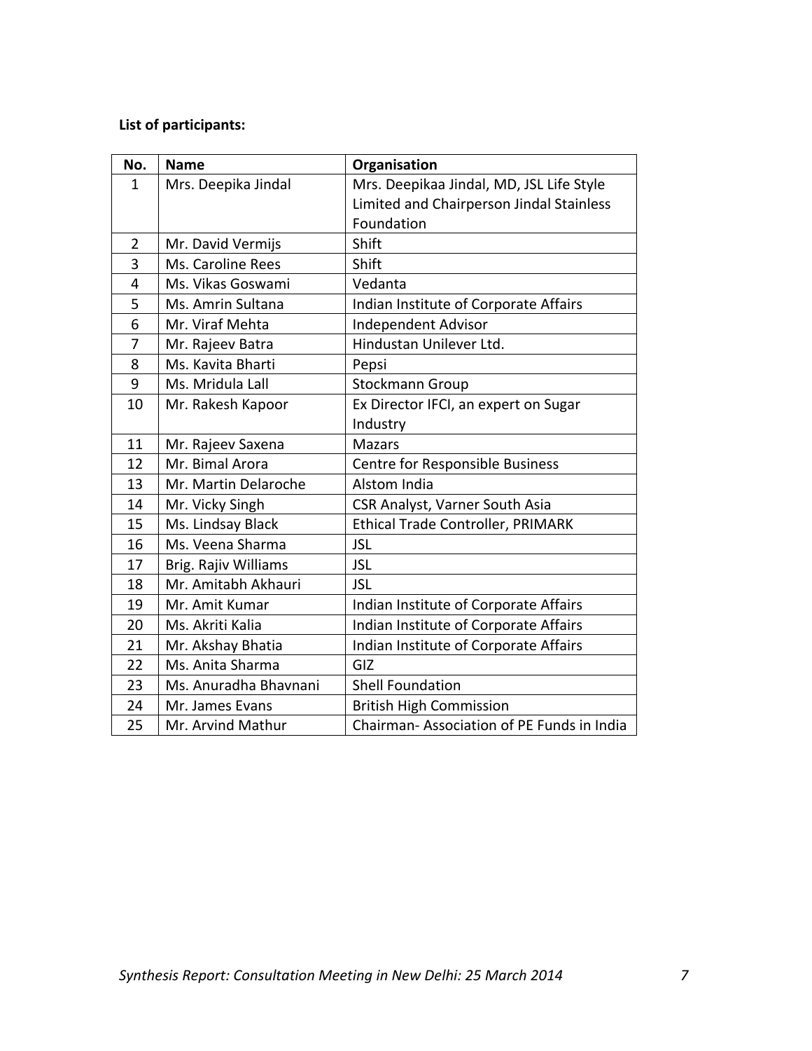**List of participants:**

| No. | Name | Organisation |
| --- | --- | --- |
| 1 | Mrs. Deepika Jindal | Mrs. Deepikaa Jindal, MD, JSL Life Style Limited and Chairperson Jindal Stainless Foundation |
| 2 | Mr. David Vermijs | Shift |
| 3 | Ms. Caroline Rees | Shift |
| 4 | Ms. Vikas Goswami | Vedanta |
| 5 | Ms. Amrin Sultana | Indian Institute of Corporate Affairs |
| 6 | Mr. Viraf Mehta | Independent Advisor |
| 7 | Mr. Rajeev Batra | Hindustan Unilever Ltd. |
| 8 | Ms. Kavita Bharti | Pepsi |
| 9 | Ms. Mridula Lall | Stockmann Group |
| 10 | Mr. Rakesh Kapoor | Ex Director IFCI, an expert on Sugar Industry |
| 11 | Mr. Rajeev Saxena | Mazars |
| 12 | Mr. Bimal Arora | Centre for Responsible Business |
| 13 | Mr. Martin Delaroche | Alstom India |
| 14 | Mr. Vicky Singh | CSR Analyst, Varner South Asia |
| 15 | Ms. Lindsay Black | Ethical Trade Controller, PRIMARK |
| 16 | Ms. Veena Sharma | JSL |
| 17 | Brig. Rajiv Williams | JSL |
| 18 | Mr. Amitabh Akhauri | JSL |
| 19 | Mr. Amit Kumar | Indian Institute of Corporate Affairs |
| 20 | Ms. Akriti Kalia | Indian Institute of Corporate Affairs |
| 21 | Mr. Akshay Bhatia | Indian Institute of Corporate Affairs |
| 22 | Ms. Anita Sharma | GIZ |
| 23 | Ms. Anuradha Bhavnani | Shell Foundation |
| 24 | Mr. James Evans | British High Commission |
| 25 | Mr. Arvind Mathur | Chairman- Association of PE Funds in India |